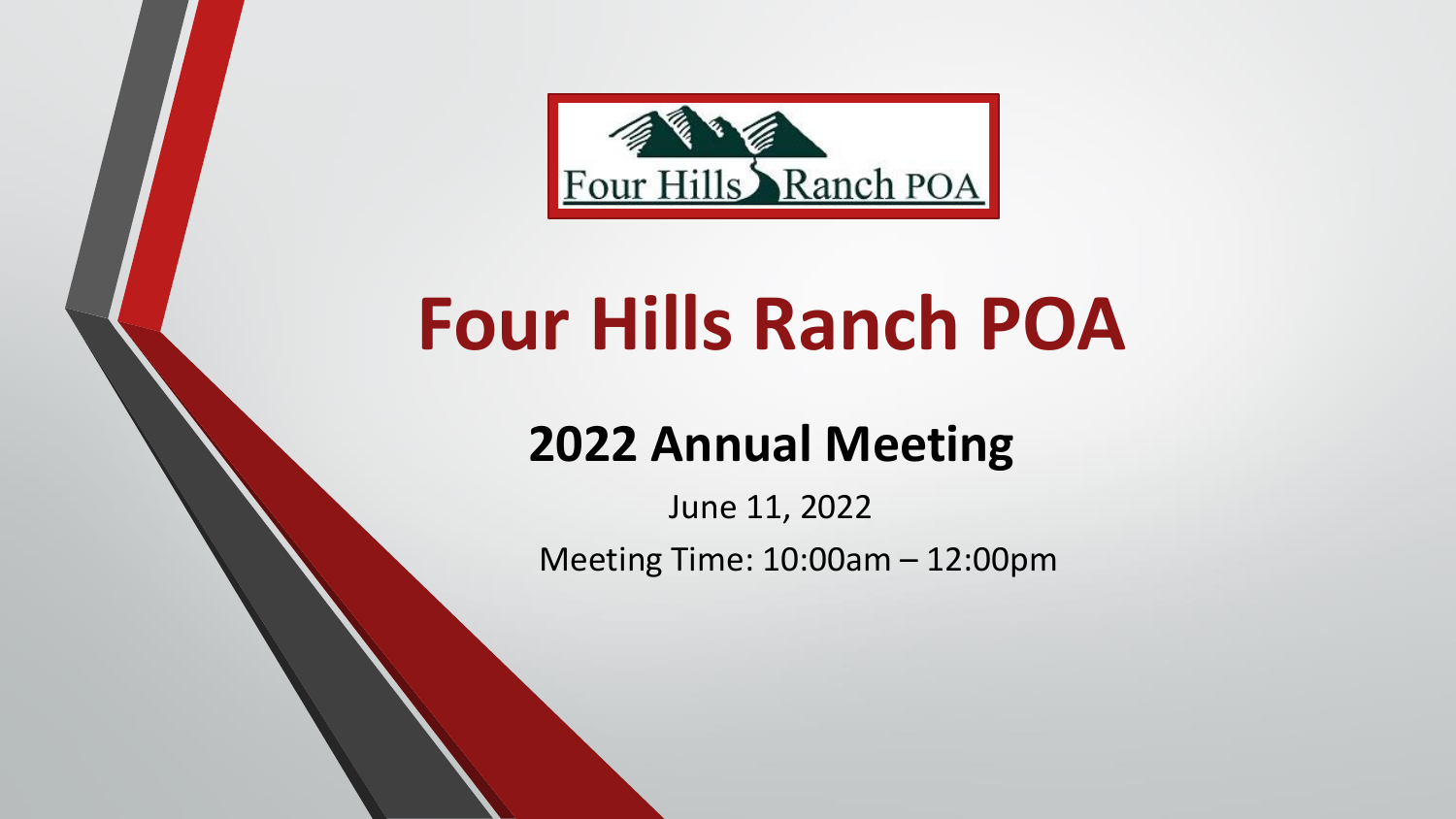# Four Hills Ranch POA

## 2022 Annual Meeting

June 11, 2022

Meeting Time: 10:00am – 12:00pm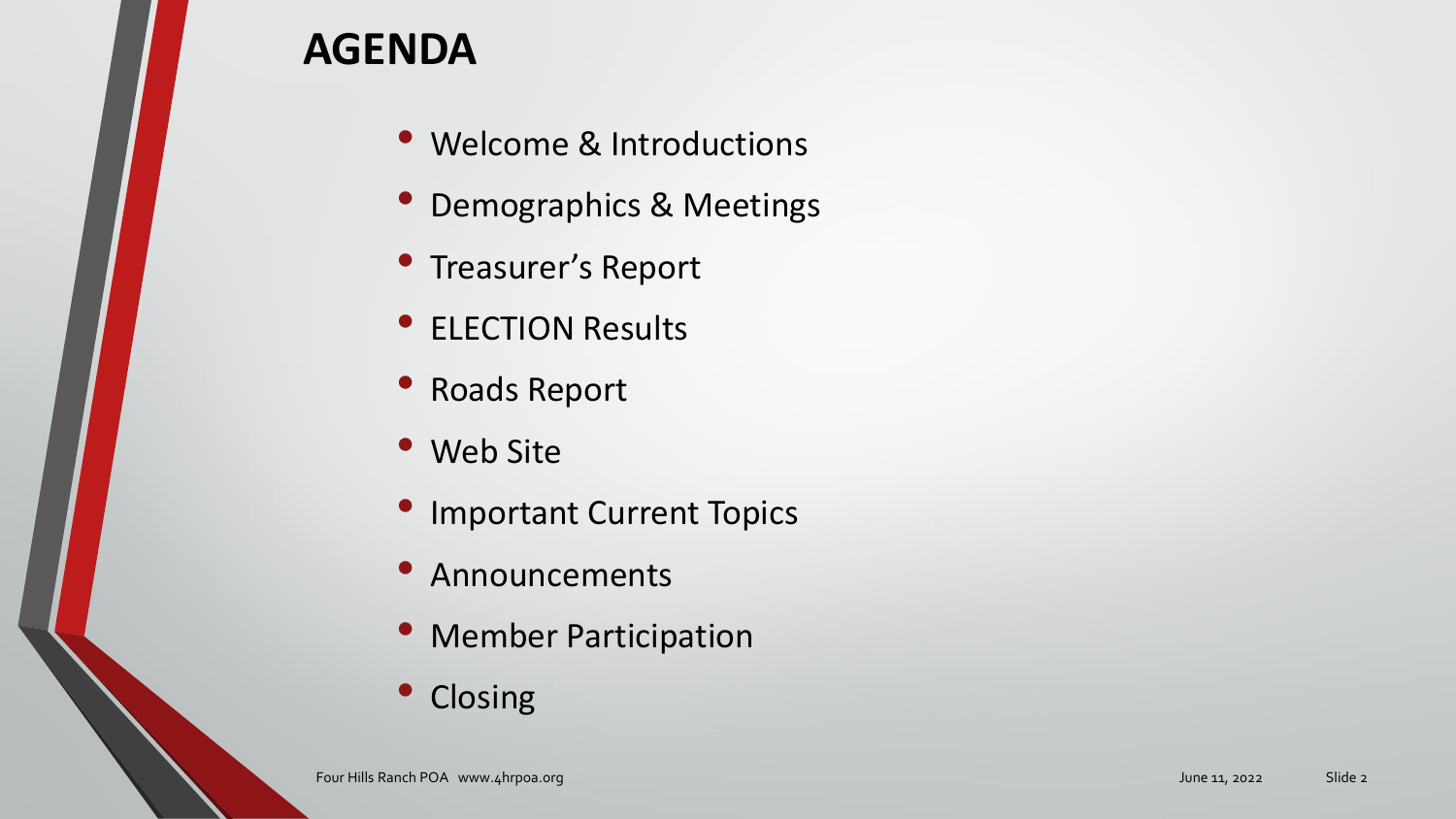# AGENDA

- Welcome & Introductions
- Demographics & Meetings
- Treasurer's Report
- ELECTION Results
- Roads Report
- Web Site
- Important Current Topics
- Announcements
- Member Participation
- Closing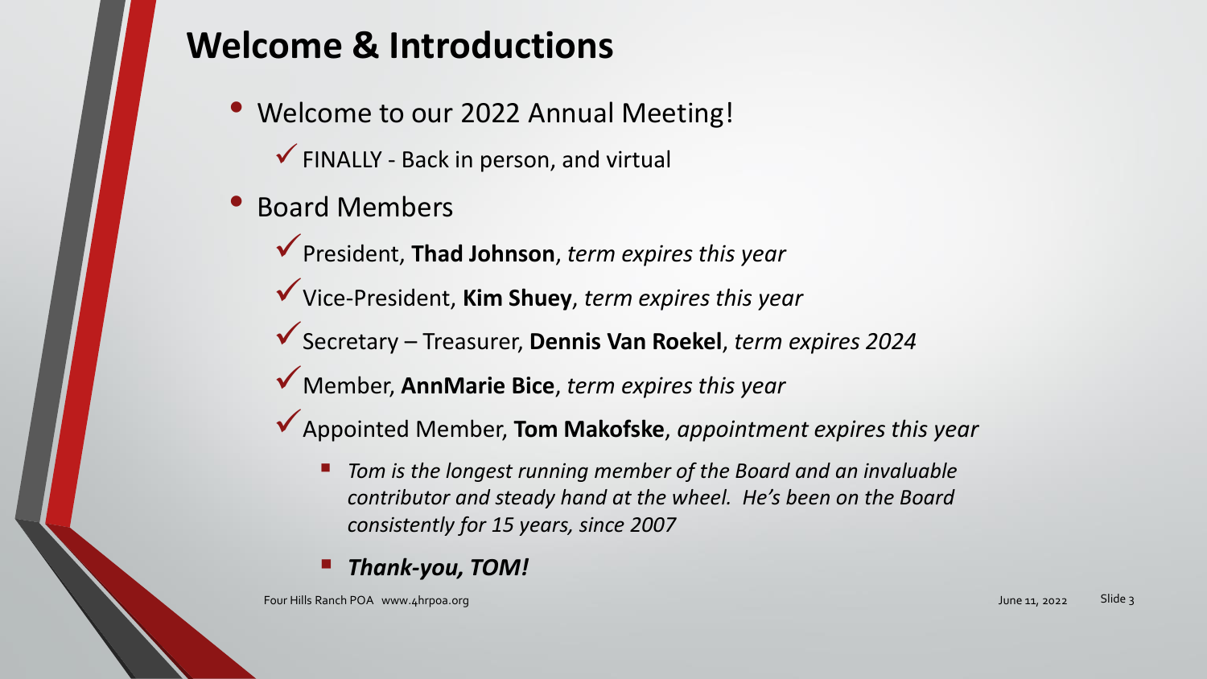# Welcome & Introductions

- Welcome to our 2022 Annual Meeting!
  - ✓ FINALLY - Back in person, and virtual
- Board Members
  - ✓ President, **Thad Johnson**, *term expires this year*
  - ✓ Vice-President, **Kim Shuey**, *term expires this year*
  - ✓ Secretary – Treasurer, **Dennis Van Roekel**, *term expires 2024*
  - ✓ Member, **AnnMarie Bice**, *term expires this year*
  - ✓ Appointed Member, **Tom Makofske**, *appointment expires this year*
    - *Tom is the longest running member of the Board and an invaluable contributor and steady hand at the wheel. He's been on the Board consistently for 15 years, since 2007*
    - ***Thank-you, TOM!***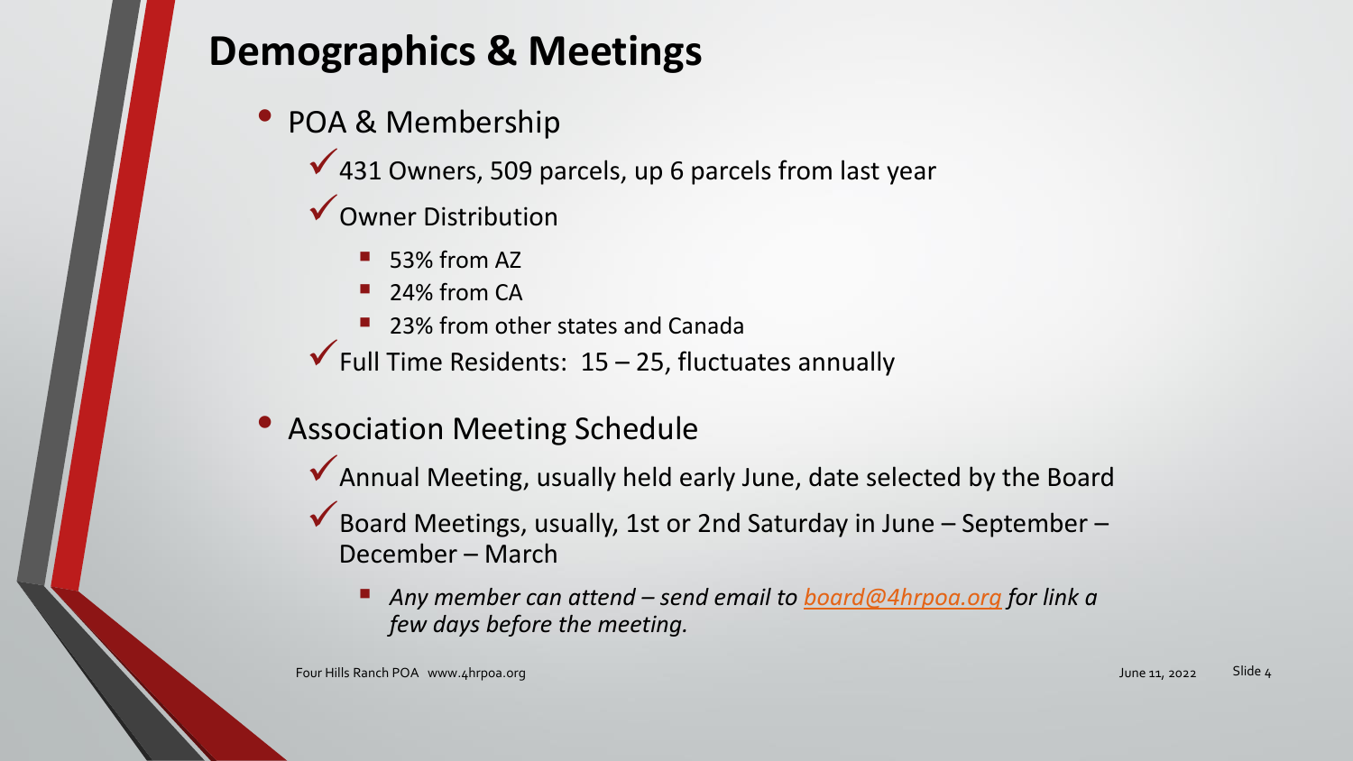# Demographics & Meetings

- POA & Membership
  - ✓ 431 Owners, 509 parcels, up 6 parcels from last year
  - ✓ Owner Distribution
    - 53% from AZ
    - 24% from CA
    - 23% from other states and Canada
  - ✓ Full Time Residents: 15 – 25, fluctuates annually
- Association Meeting Schedule
  - ✓ Annual Meeting, usually held early June, date selected by the Board
  - ✓ Board Meetings, usually, 1st or 2nd Saturday in June – September – December – March
    - *Any member can attend – send email to [board@4hrpoa.org](mailto:board@4hrpoa.org) for link a few days before the meeting.*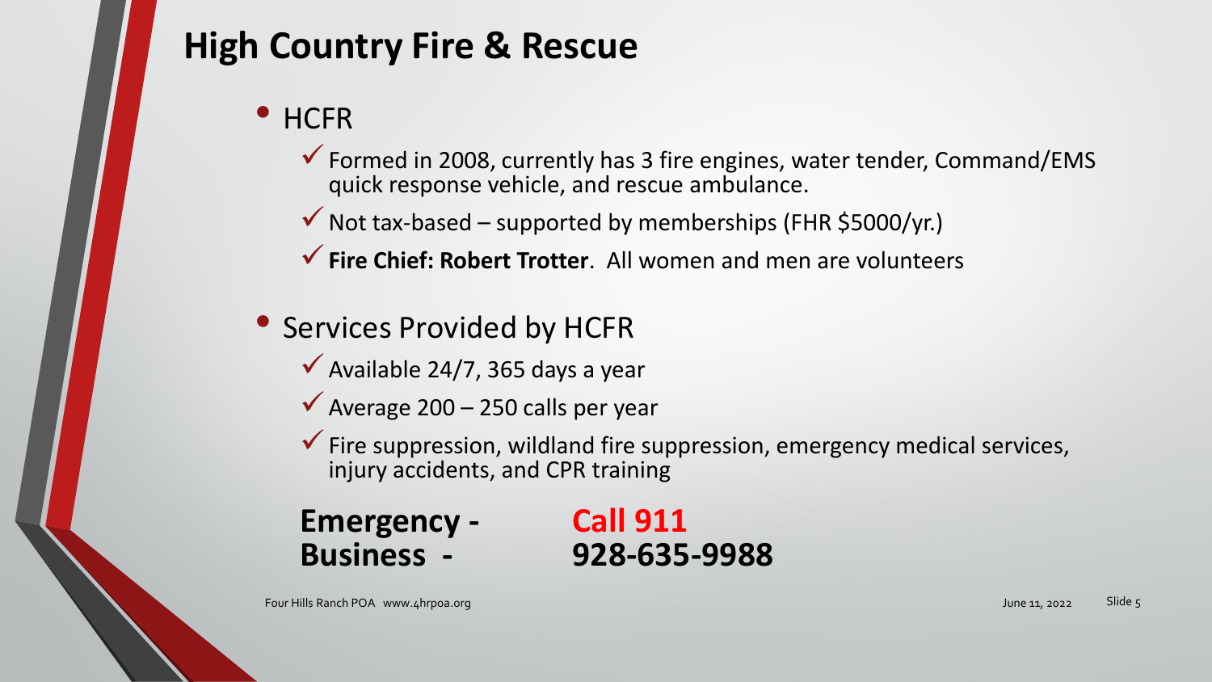# High Country Fire & Rescue

- HCFR
  - ✓ Formed in 2008, currently has 3 fire engines, water tender, Command/EMS quick response vehicle, and rescue ambulance.
  - ✓ Not tax-based – supported by memberships (FHR $5000/yr.)
  - ✓ **Fire Chief: Robert Trotter**. All women and men are volunteers
- Services Provided by HCFR
  - ✓ Available 24/7, 365 days a year
  - ✓ Average 200 – 250 calls per year
  - ✓ Fire suppression, wildland fire suppression, emergency medical services, injury accidents, and CPR training

**Emergency -** **Call 911**
**Business -** **928-635-9988**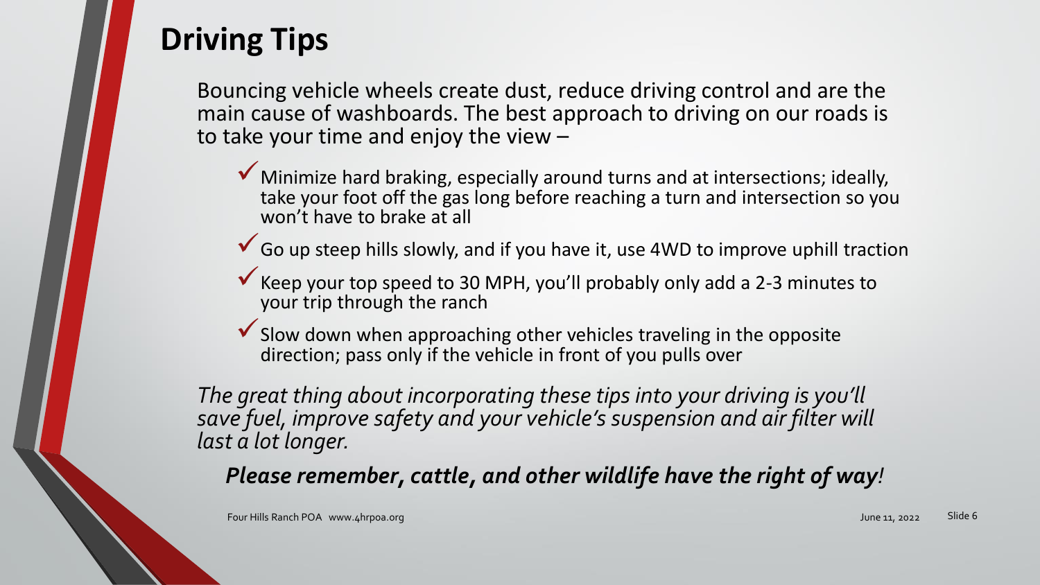# Driving Tips

Bouncing vehicle wheels create dust, reduce driving control and are the main cause of washboards. The best approach to driving on our roads is to take your time and enjoy the view –

- ✓ Minimize hard braking, especially around turns and at intersections; ideally, take your foot off the gas long before reaching a turn and intersection so you won't have to brake at all
- ✓ Go up steep hills slowly, and if you have it, use 4WD to improve uphill traction
- ✓ Keep your top speed to 30 MPH, you'll probably only add a 2-3 minutes to your trip through the ranch
- ✓ Slow down when approaching other vehicles traveling in the opposite direction; pass only if the vehicle in front of you pulls over

*The great thing about incorporating these tips into your driving is you'll save fuel, improve safety and your vehicle's suspension and air filter will last a lot longer.*

***Please remember, cattle, and other wildlife have the right of way!***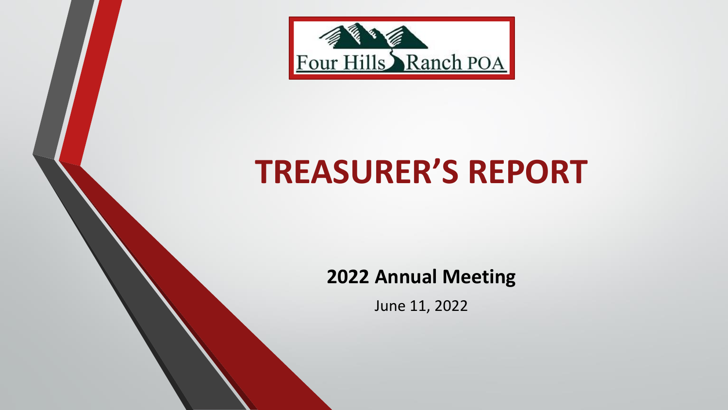Four Hills Ranch POA

# TREASURER'S REPORT

**2022 Annual Meeting**

June 11, 2022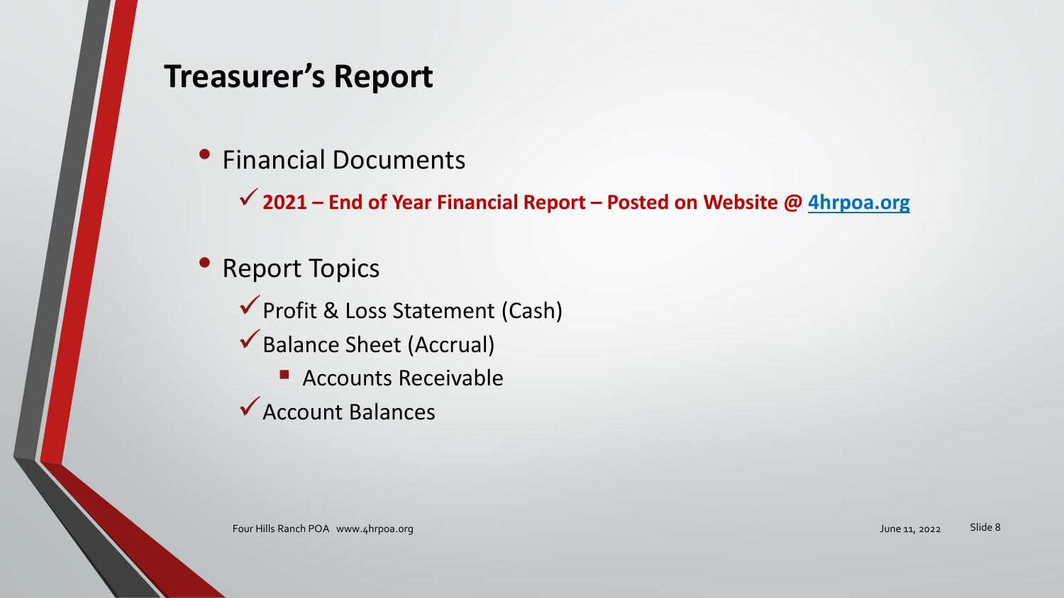# Treasurer's Report

- Financial Documents
  - ✓ **2021 – End of Year Financial Report – Posted on Website @ [4hrpoa.org](http://4hrpoa.org)**
- Report Topics
  - ✓ Profit & Loss Statement (Cash)
  - ✓ Balance Sheet (Accrual)
    - Accounts Receivable
  - ✓ Account Balances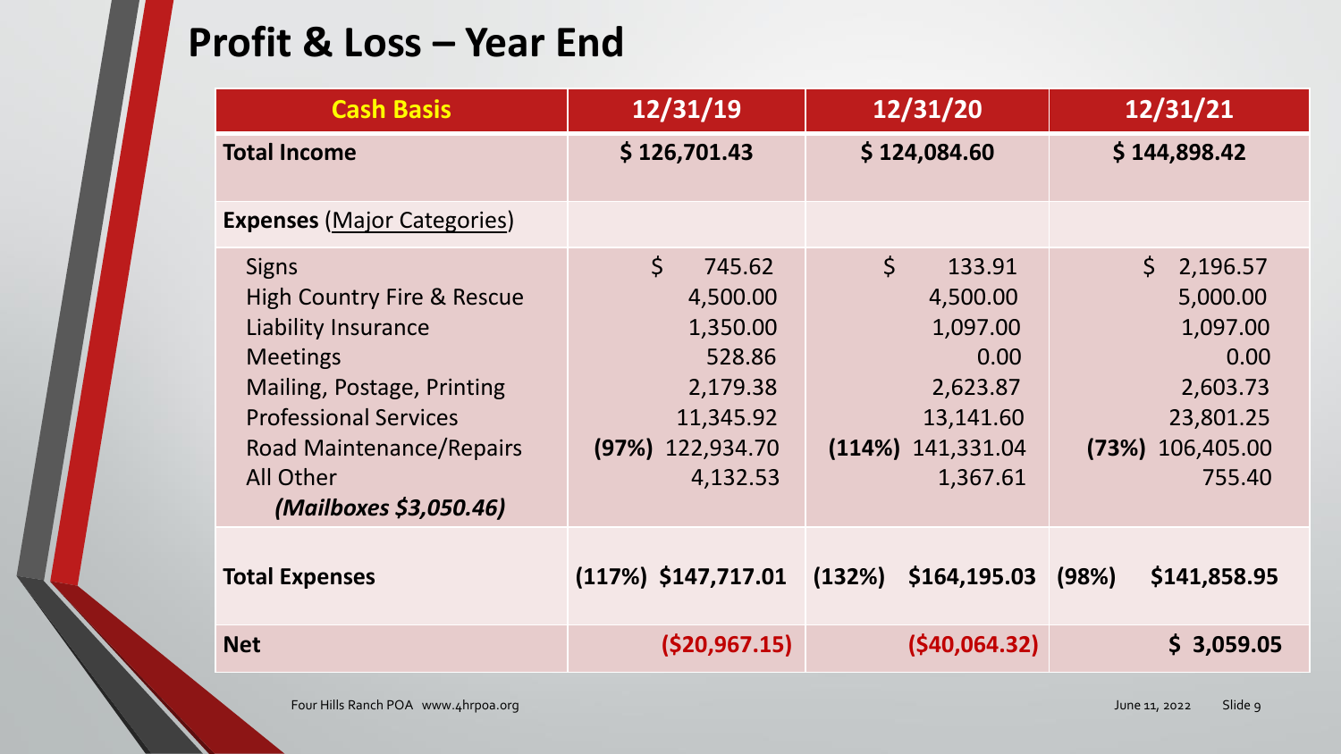# Profit & Loss – Year End

| Cash Basis | 12/31/19 | 12/31/20 | 12/31/21 |
|---|---|---|---|
| **Total Income** | **$ 126,701.43** | **$ 124,084.60** | **$ 144,898.42** |
| **Expenses** (Major Categories) | | | |
| Signs | $ 745.62 | $ 133.91 | $ 2,196.57 |
| High Country Fire & Rescue | 4,500.00 | 4,500.00 | 5,000.00 |
| Liability Insurance | 1,350.00 | 1,097.00 | 1,097.00 |
| Meetings | 528.86 | 0.00 | 0.00 |
| Mailing, Postage, Printing | 2,179.38 | 2,623.87 | 2,603.73 |
| Professional Services | 11,345.92 | 13,141.60 | 23,801.25 |
| Road Maintenance/Repairs | **(97%)** 122,934.70 | **(114%)** 141,331.04 | **(73%)** 106,405.00 |
| All Other | 4,132.53 | 1,367.61 | 755.40 |
| ***(Mailboxes $3,050.46)*** | | | |
| **Total Expenses** | **(117%) $147,717.01** | **(132%) $164,195.03** | **(98%) $141,858.95** |
| **Net** | **($20,967.15)** | **($40,064.32)** | **$ 3,059.05** |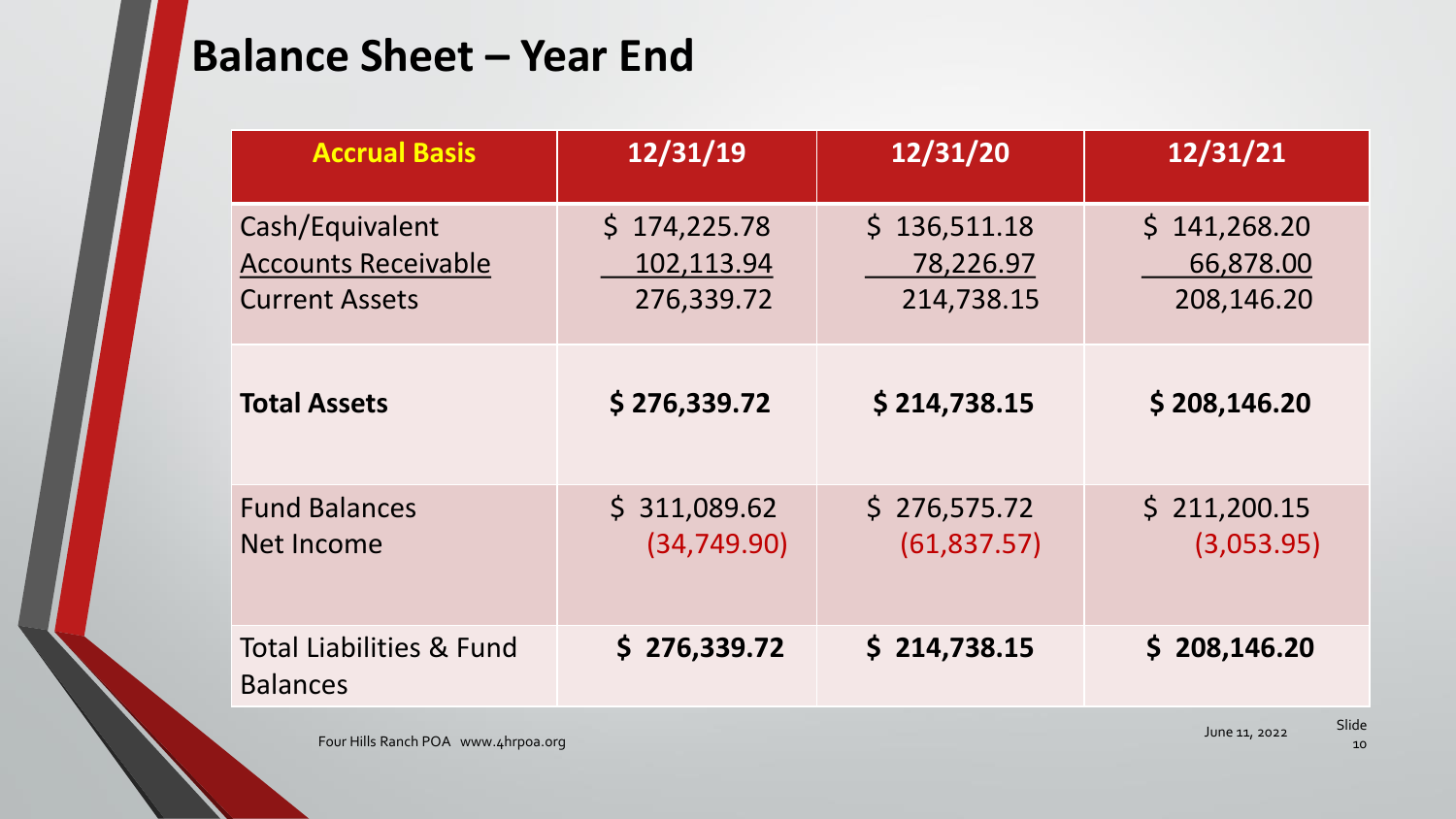## Balance Sheet – Year End

| Accrual Basis | 12/31/19 | 12/31/20 | 12/31/21 |
|---|---|---|---|
| Cash/Equivalent<br>Accounts Receivable<br>Current Assets | $ 174,225.78<br>102,113.94<br>276,339.72 | $ 136,511.18<br>78,226.97<br>214,738.15 | $ 141,268.20<br>66,878.00<br>208,146.20 |
| **Total Assets** | **$ 276,339.72** | **$ 214,738.15** | **$ 208,146.20** |
| Fund Balances<br>Net Income | $ 311,089.62<br>(34,749.90) | $ 276,575.72<br>(61,837.57) | $ 211,200.15<br>(3,053.95) |
| Total Liabilities & Fund Balances | **$ 276,339.72** | **$ 214,738.15** | **$ 208,146.20** |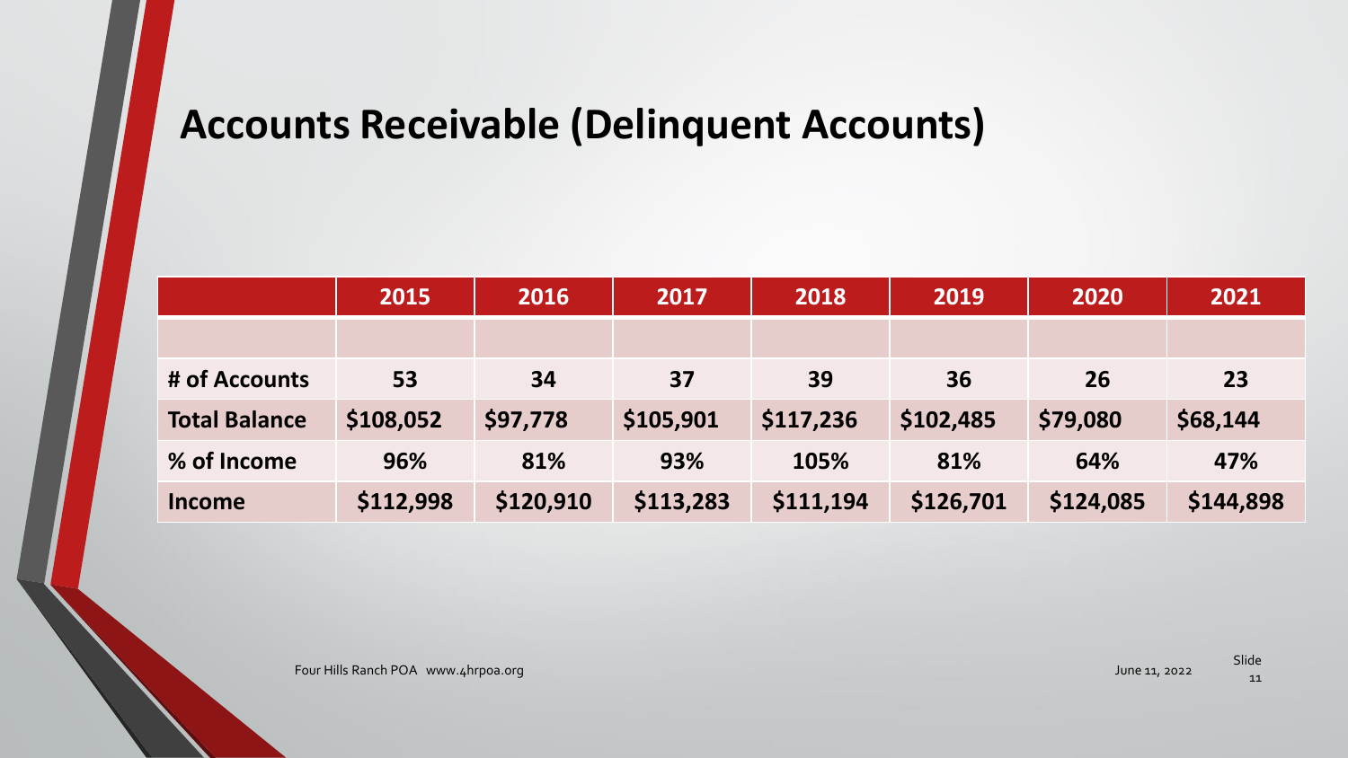## Accounts Receivable (Delinquent Accounts)

| | 2015 | 2016 | 2017 | 2018 | 2019 | 2020 | 2021 |
|---|---|---|---|---|---|---|---|
| | | | | | | | |
| # of Accounts | 53 | 34 | 37 | 39 | 36 | 26 | 23 |
| Total Balance | $108,052 | $97,778 | $105,901 | $117,236 | $102,485 | $79,080 | $68,144 |
| % of Income | 96% | 81% | 93% | 105% | 81% | 64% | 47% |
| Income | $112,998 | $120,910 | $113,283 | $111,194 | $126,701 | $124,085 | $144,898 |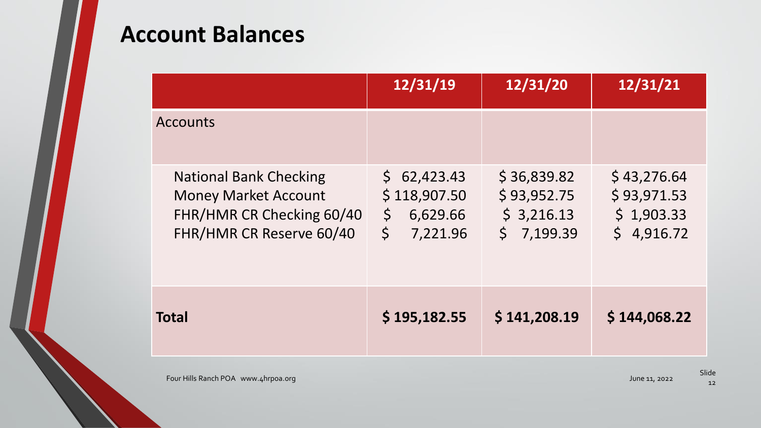## Account Balances

| | 12/31/19 | 12/31/20 | 12/31/21 |
|---|---|---|---|
| Accounts | | | |
| National Bank Checking | $ 62,423.43 | $ 36,839.82 | $ 43,276.64 |
| Money Market Account | $ 118,907.50 | $ 93,952.75 | $ 93,971.53 |
| FHR/HMR CR Checking 60/40 | $ 6,629.66 | $ 3,216.13 | $ 1,903.33 |
| FHR/HMR CR Reserve 60/40 | $ 7,221.96 | $ 7,199.39 | $ 4,916.72 |
| **Total** | **$ 195,182.55** | **$ 141,208.19** | **$ 144,068.22** |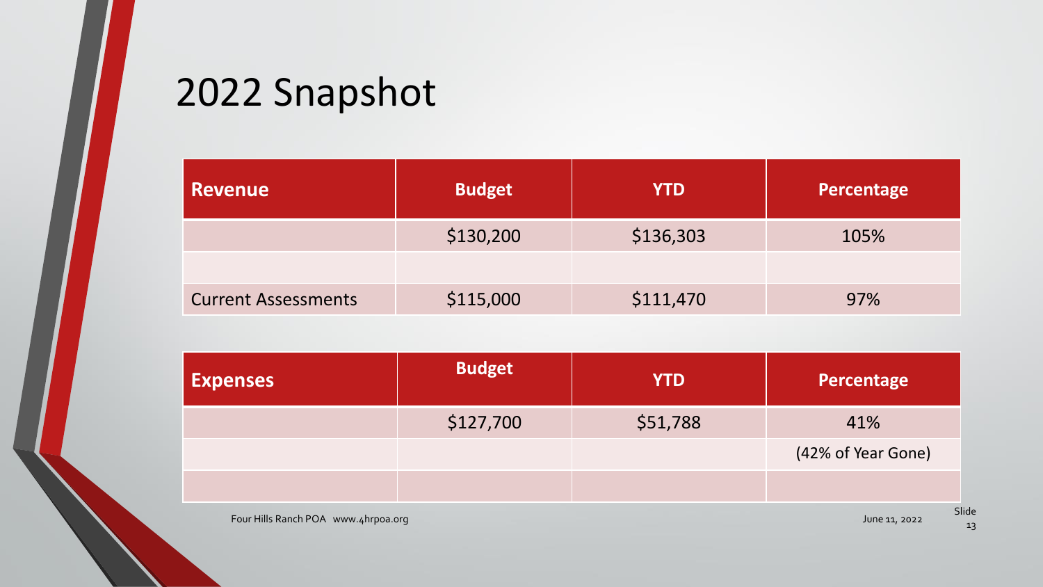# 2022 Snapshot

| Revenue | Budget | YTD | Percentage |
| --- | --- | --- | --- |
| | $130,200 | $136,303 | 105% |
| | | | |
| Current Assessments | $115,000 | $111,470 | 97% |

| Expenses | Budget | YTD | Percentage |
| --- | --- | --- | --- |
| | $127,700 | $51,788 | 41% |
| | | | (42% of Year Gone) |
| | | | |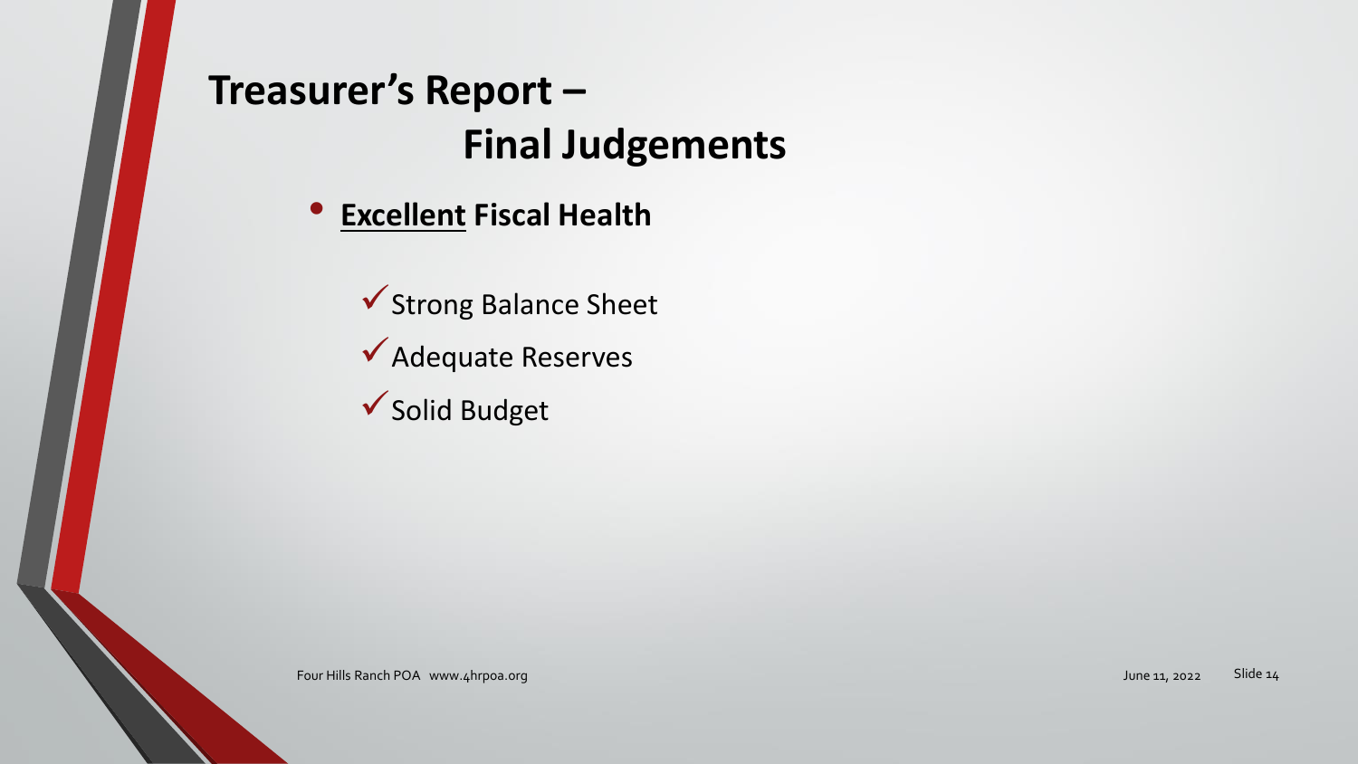# Treasurer's Report – Final Judgements

- **<u>Excellent</u> Fiscal Health**
  - ✓ Strong Balance Sheet
  - ✓ Adequate Reserves
  - ✓ Solid Budget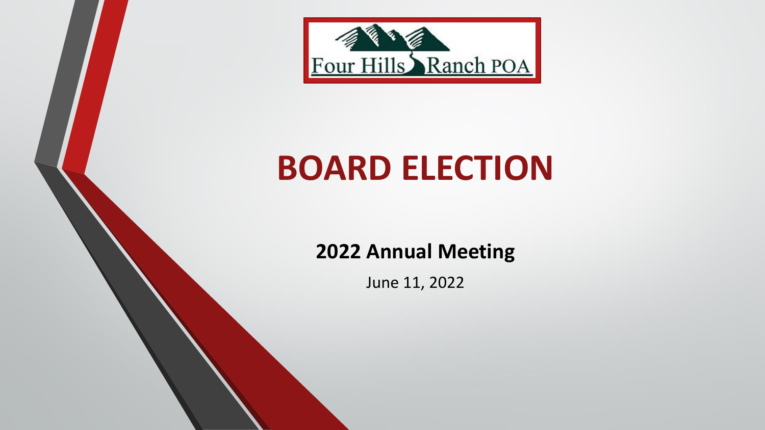Four Hills Ranch POA

# BOARD ELECTION

**2022 Annual Meeting**

June 11, 2022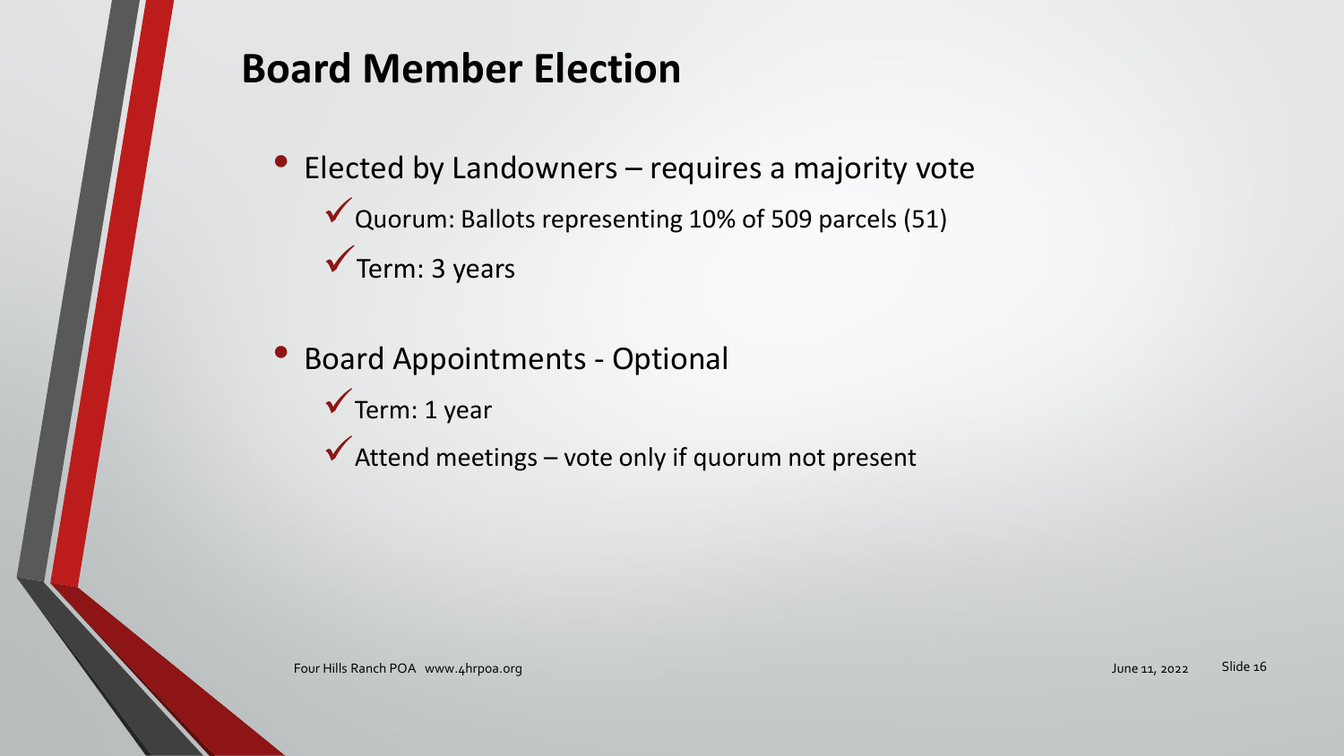# Board Member Election

- Elected by Landowners – requires a majority vote
  - ✓ Quorum: Ballots representing 10% of 509 parcels (51)
  - ✓ Term: 3 years
- Board Appointments - Optional
  - ✓ Term: 1 year
  - ✓ Attend meetings – vote only if quorum not present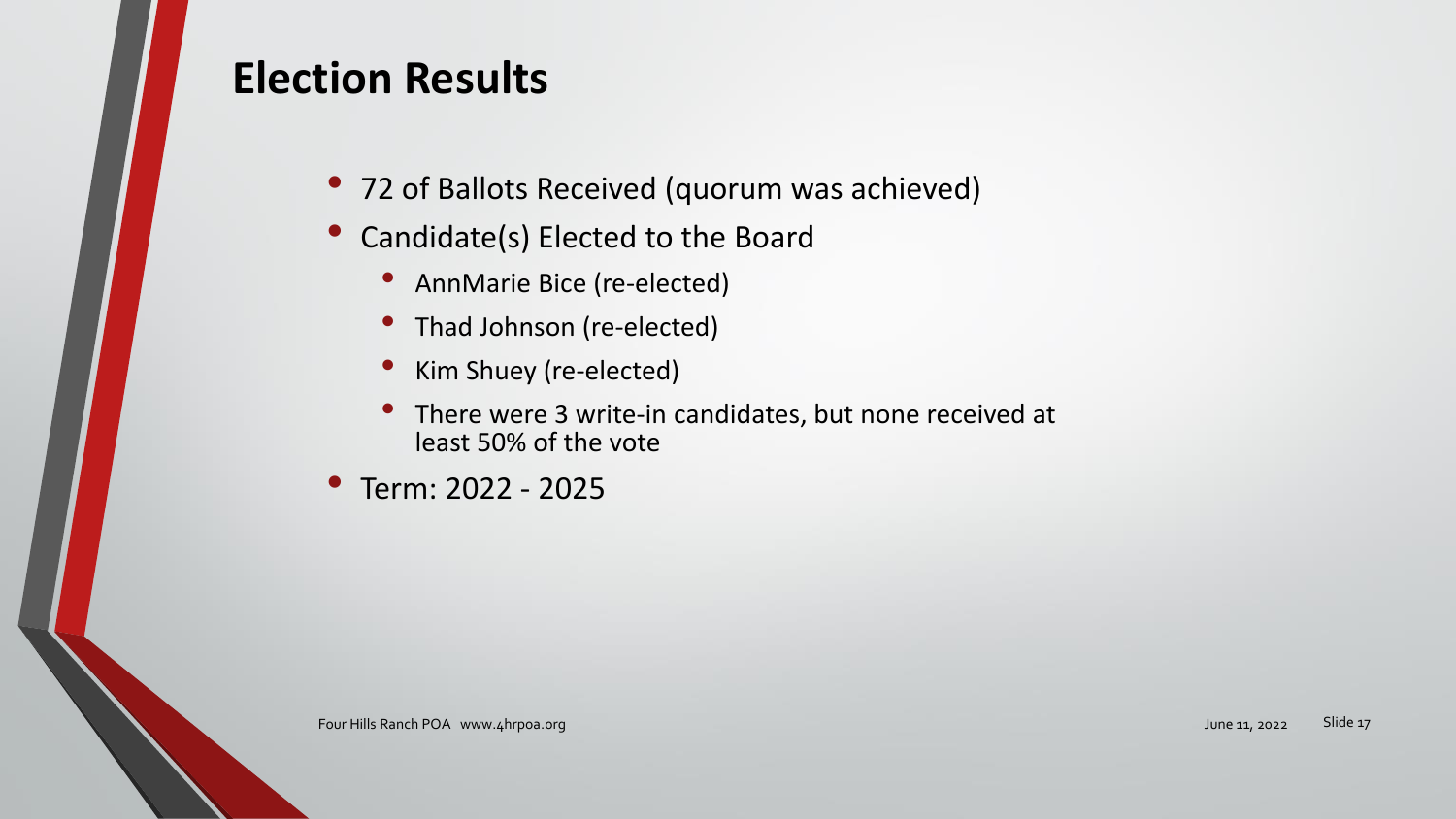# Election Results

- 72 of Ballots Received (quorum was achieved)
- Candidate(s) Elected to the Board
  - AnnMarie Bice (re-elected)
  - Thad Johnson (re-elected)
  - Kim Shuey (re-elected)
  - There were 3 write-in candidates, but none received at least 50% of the vote
- Term: 2022 - 2025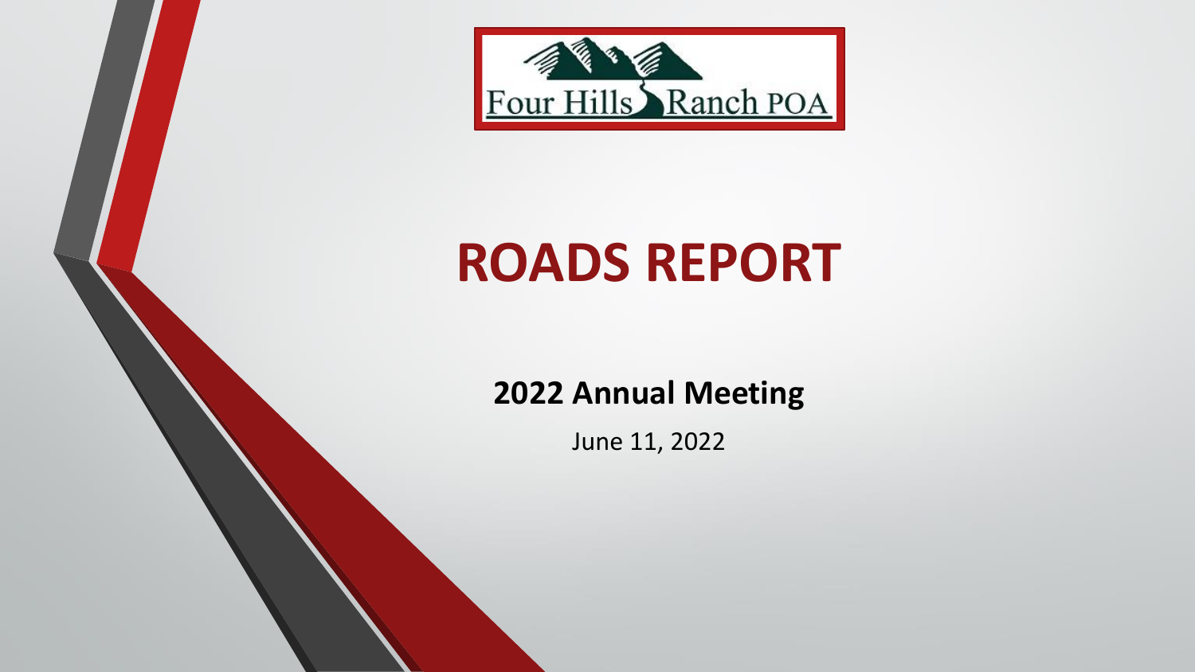Four Hills Ranch POA

# ROADS REPORT

## 2022 Annual Meeting

June 11, 2022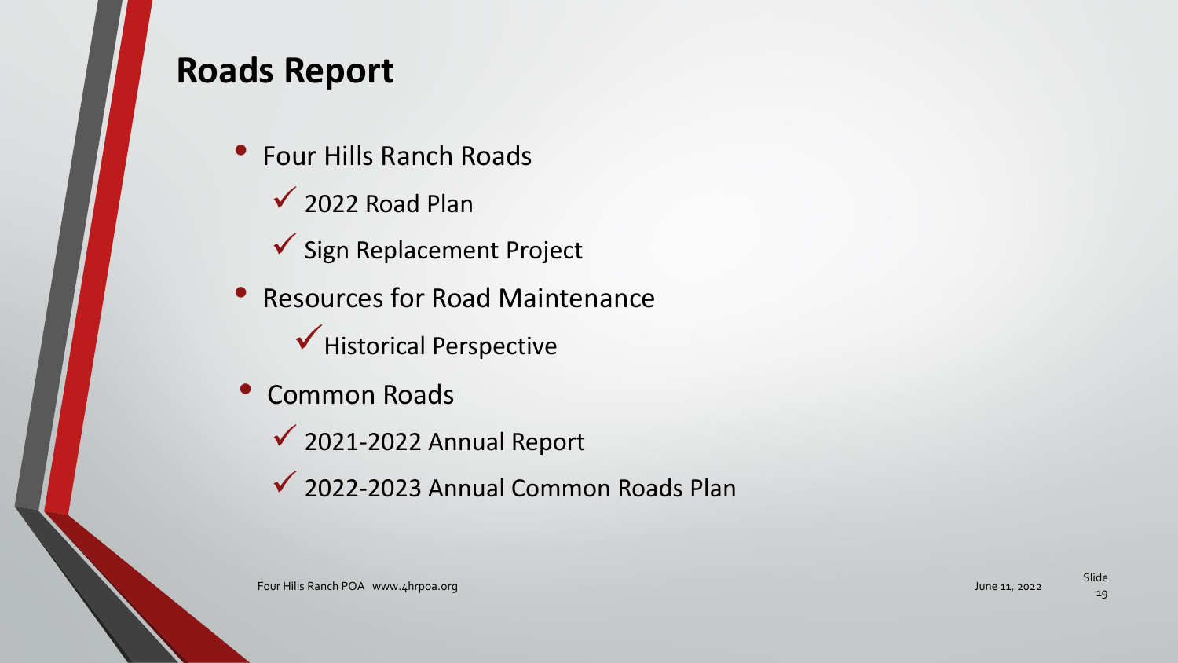# Roads Report

- Four Hills Ranch Roads
  - ✓ 2022 Road Plan
  - ✓ Sign Replacement Project
- Resources for Road Maintenance
  - ✓ Historical Perspective
- Common Roads
  - ✓ 2021-2022 Annual Report
  - ✓ 2022-2023 Annual Common Roads Plan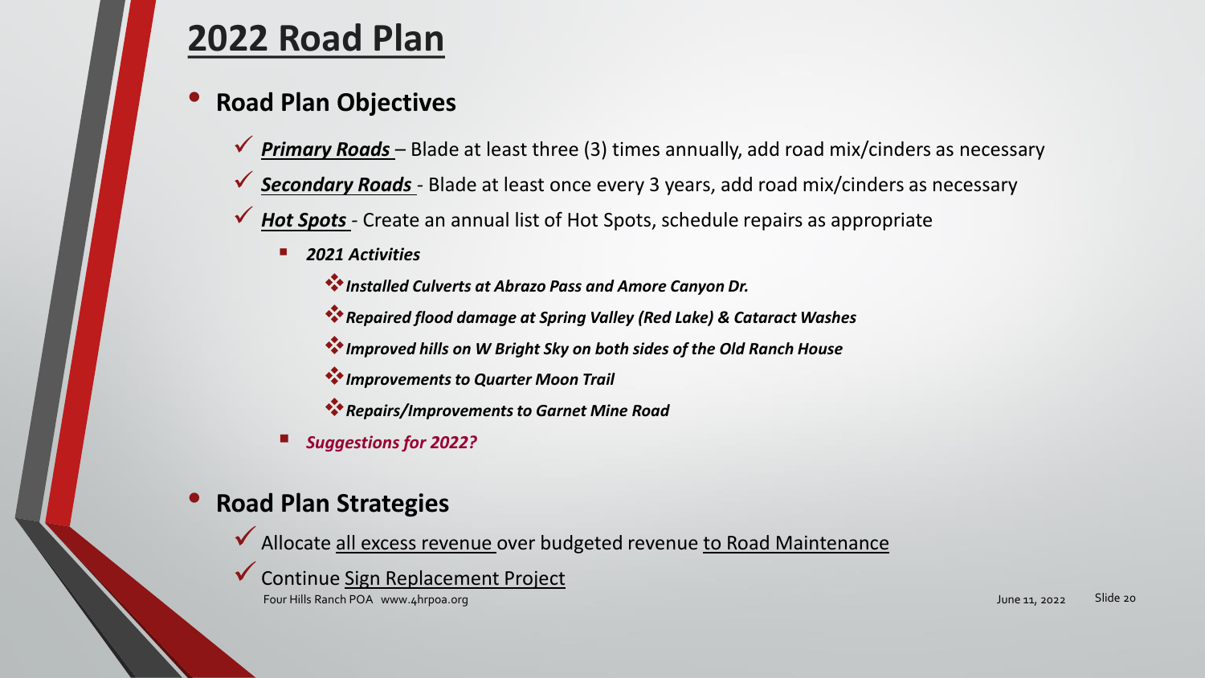# 2022 Road Plan

- **Road Plan Objectives**
  - ✓ ***Primary Roads*** – Blade at least three (3) times annually, add road mix/cinders as necessary
  - ✓ ***Secondary Roads*** - Blade at least once every 3 years, add road mix/cinders as necessary
  - ✓ ***Hot Spots*** - Create an annual list of Hot Spots, schedule repairs as appropriate
    - ***2021 Activities***
      - ***Installed Culverts at Abrazo Pass and Amore Canyon Dr.***
      - ***Repaired flood damage at Spring Valley (Red Lake) & Cataract Washes***
      - ***Improved hills on W Bright Sky on both sides of the Old Ranch House***
      - ***Improvements to Quarter Moon Trail***
      - ***Repairs/Improvements to Garnet Mine Road***
    - ***Suggestions for 2022?***

- **Road Plan Strategies**
  - ✓ Allocate all excess revenue over budgeted revenue to Road Maintenance
  - ✓ Continue Sign Replacement Project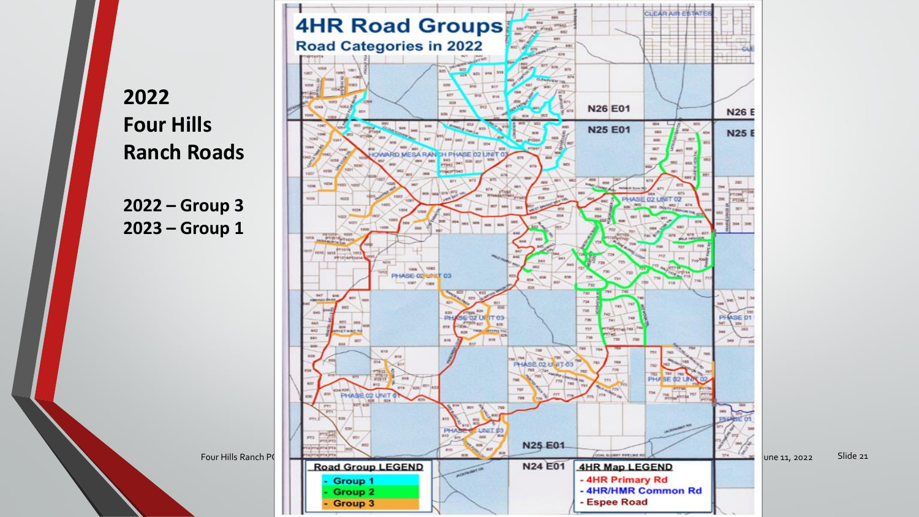# 2022 Four Hills Ranch Roads

**2022 – Group 3**
**2023 – Group 1**

## 4HR Road Groups

**Road Categories in 2022**

**Road Group LEGEND**

- Group 1
- Group 2
- Group 3

**4HR Map LEGEND**

- 4HR Primary Rd
- 4HR/HMR Common Rd
- Espee Road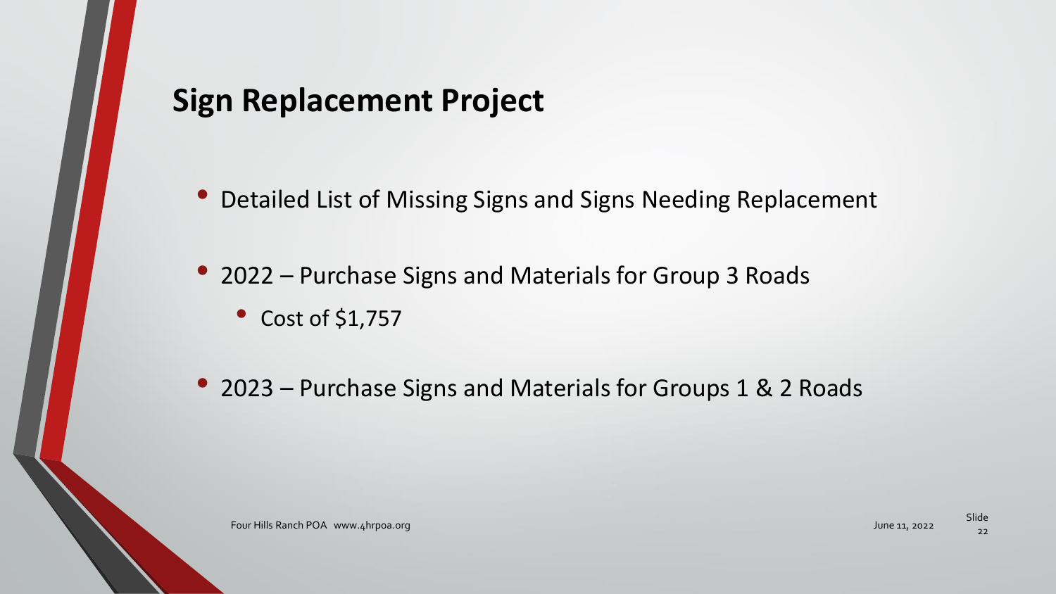## Sign Replacement Project

- Detailed List of Missing Signs and Signs Needing Replacement
- 2022 – Purchase Signs and Materials for Group 3 Roads
  - Cost of $1,757
- 2023 – Purchase Signs and Materials for Groups 1 & 2 Roads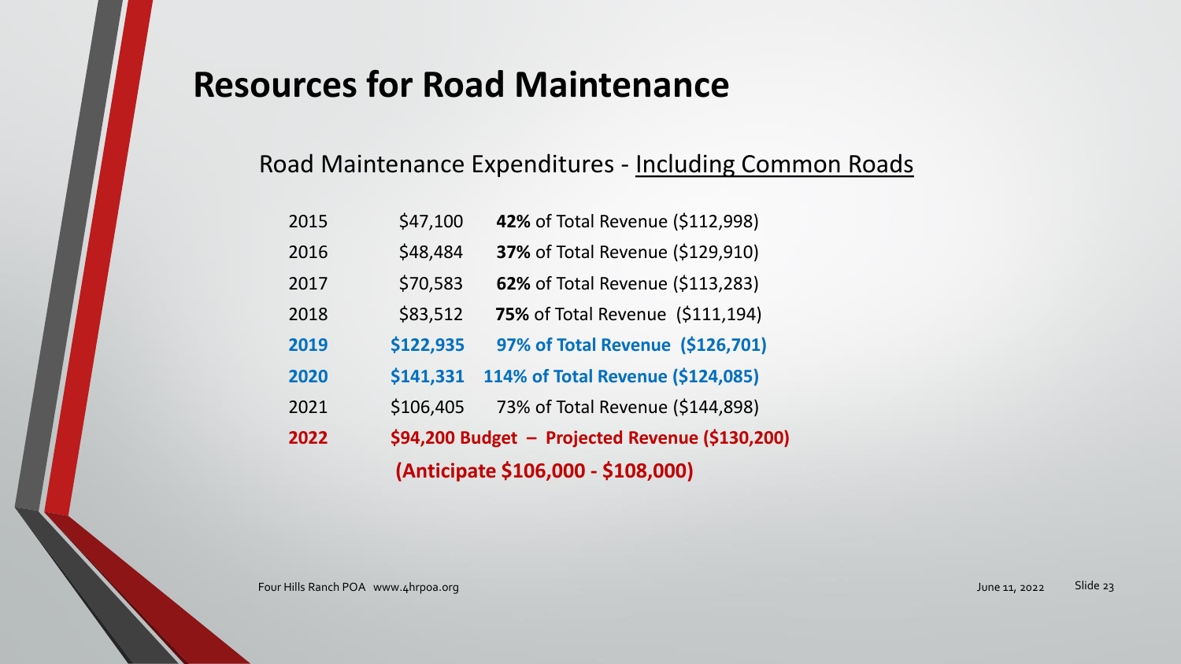# Resources for Road Maintenance

Road Maintenance Expenditures - Including Common Roads

| | | |
|---|---|---|
| 2015 | $47,100 | **42%** of Total Revenue ($112,998) |
| 2016 | $48,484 | **37%** of Total Revenue ($129,910) |
| 2017 | $70,583 | **62%** of Total Revenue ($113,283) |
| 2018 | $83,512 | **75%** of Total Revenue ($111,194) |
| **2019** | **$122,935** | **97% of Total Revenue ($126,701)** |
| **2020** | **$141,331** | **114% of Total Revenue ($124,085)** |
| 2021 | $106,405 | 73% of Total Revenue ($144,898) |
| **2022** | **$94,200 Budget – Projected Revenue ($130,200)** | |

**(Anticipate $106,000 - $108,000)**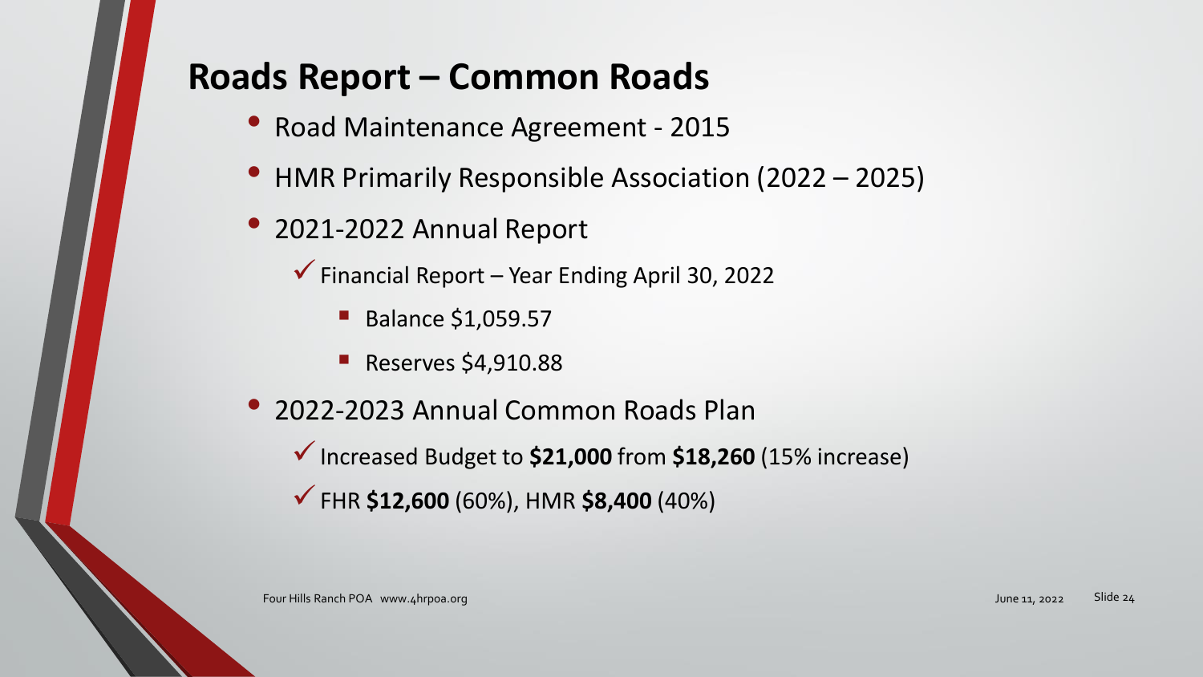# Roads Report – Common Roads

- Road Maintenance Agreement - 2015
- HMR Primarily Responsible Association (2022 – 2025)
- 2021-2022 Annual Report
  - ✓ Financial Report – Year Ending April 30, 2022
    - Balance $1,059.57
    - Reserves $4,910.88
- 2022-2023 Annual Common Roads Plan
  - ✓ Increased Budget to **$21,000** from **$18,260** (15% increase)
  - ✓ FHR **$12,600** (60%), HMR **$8,400** (40%)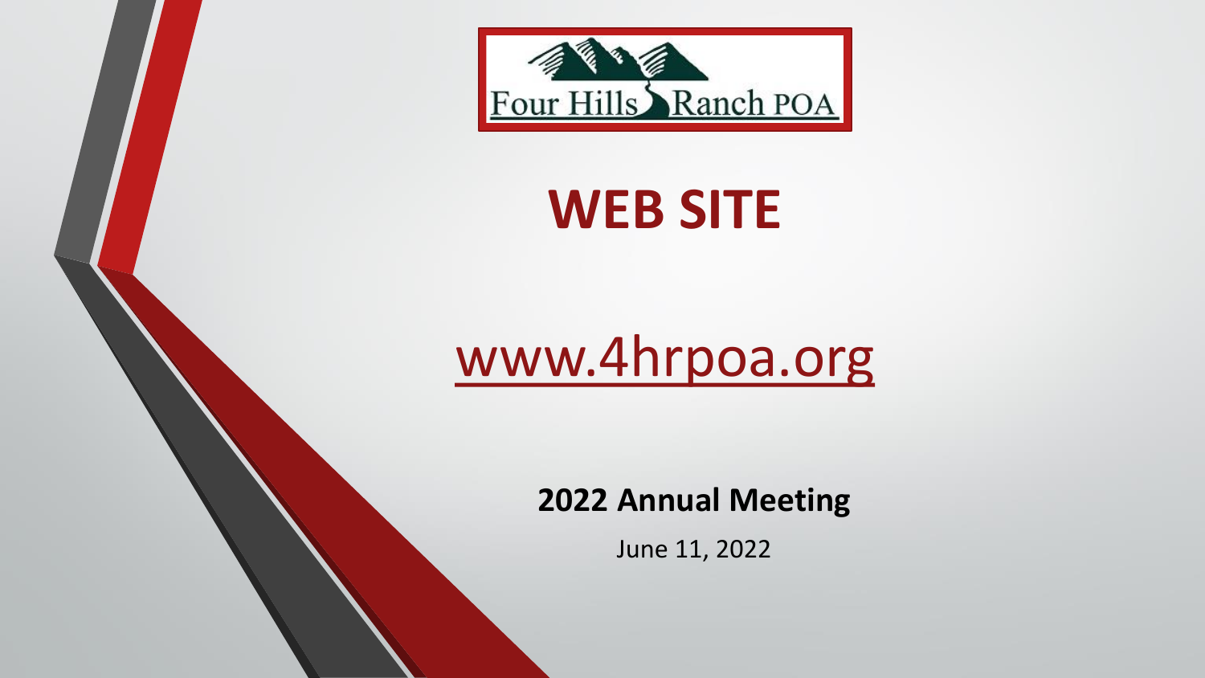Four Hills Ranch POA

# WEB SITE

www.4hrpoa.org

**2022 Annual Meeting**

June 11, 2022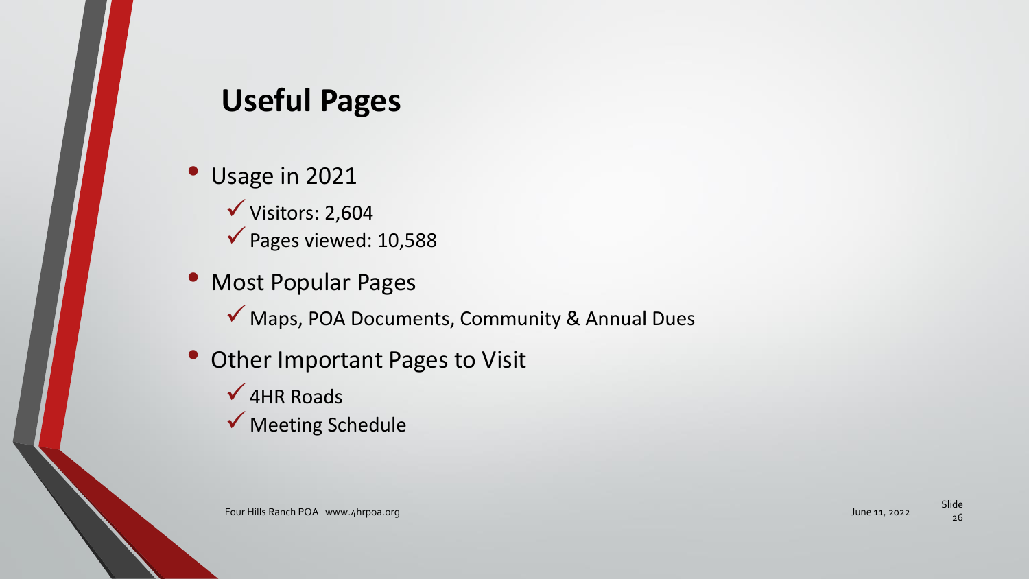## Useful Pages

- Usage in 2021
  - ✓ Visitors: 2,604
  - ✓ Pages viewed: 10,588
- Most Popular Pages
  - ✓ Maps, POA Documents, Community & Annual Dues
- Other Important Pages to Visit
  - ✓ 4HR Roads
  - ✓ Meeting Schedule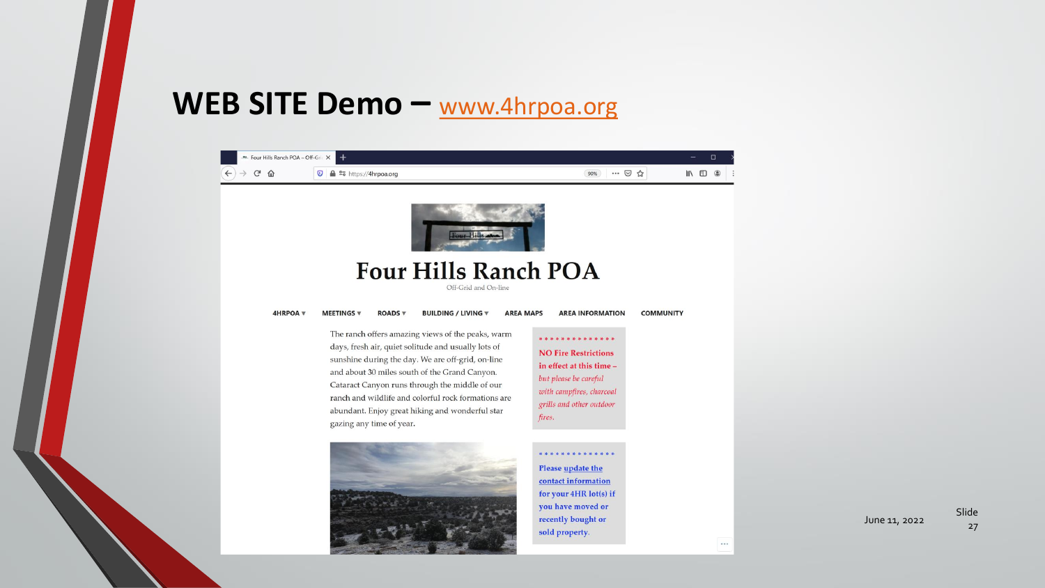# WEB SITE Demo – www.4hrpoa.org

# Four Hills Ranch POA

Off-Grid and On-line

4HRPOA ▾ MEETINGS ▾ ROADS ▾ BUILDING / LIVING ▾ AREA MAPS AREA INFORMATION COMMUNITY

The ranch offers amazing views of the peaks, warm days, fresh air, quiet solitude and usually lots of sunshine during the day. We are off-grid, on-line and about 30 miles south of the Grand Canyon. Cataract Canyon runs through the middle of our ranch and wildlife and colorful rock formations are abundant. Enjoy great hiking and wonderful star gazing any time of year.

**************

**NO Fire Restrictions in effect at this time –** *but please be careful with campfires, charcoal grills and other outdoor fires.*

**************

**Please update the contact information for your 4HR lot(s) if you have moved or recently bought or sold property.**

June 11, 2022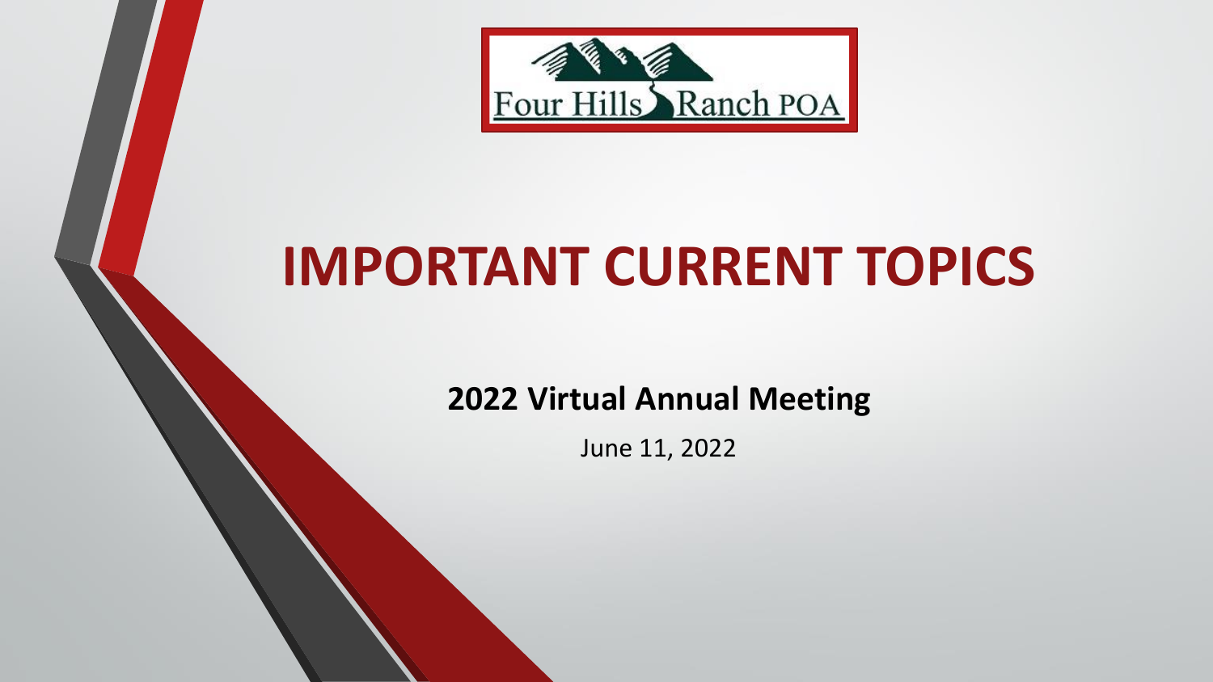Four Hills Ranch POA

# IMPORTANT CURRENT TOPICS

**2022 Virtual Annual Meeting**

June 11, 2022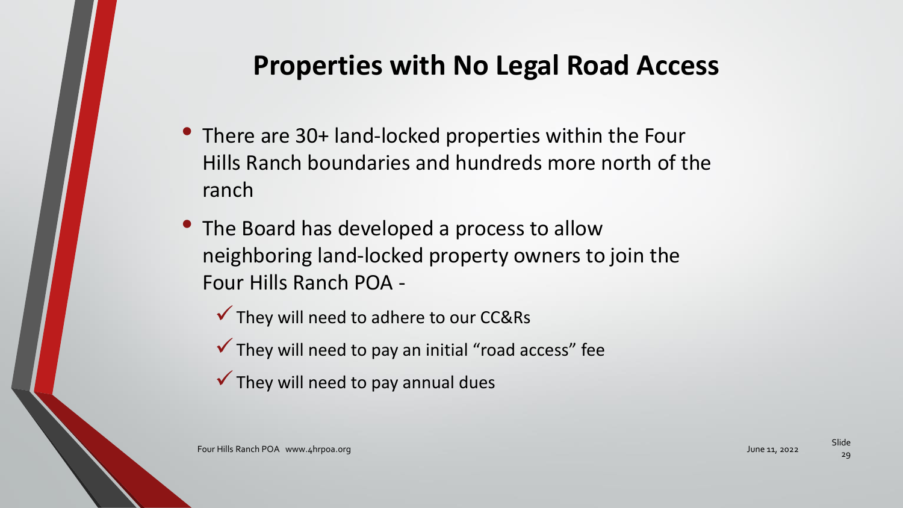## Properties with No Legal Road Access

- There are 30+ land-locked properties within the Four Hills Ranch boundaries and hundreds more north of the ranch
- The Board has developed a process to allow neighboring land-locked property owners to join the Four Hills Ranch POA -
  - ✓ They will need to adhere to our CC&Rs
  - ✓ They will need to pay an initial "road access" fee
  - ✓ They will need to pay annual dues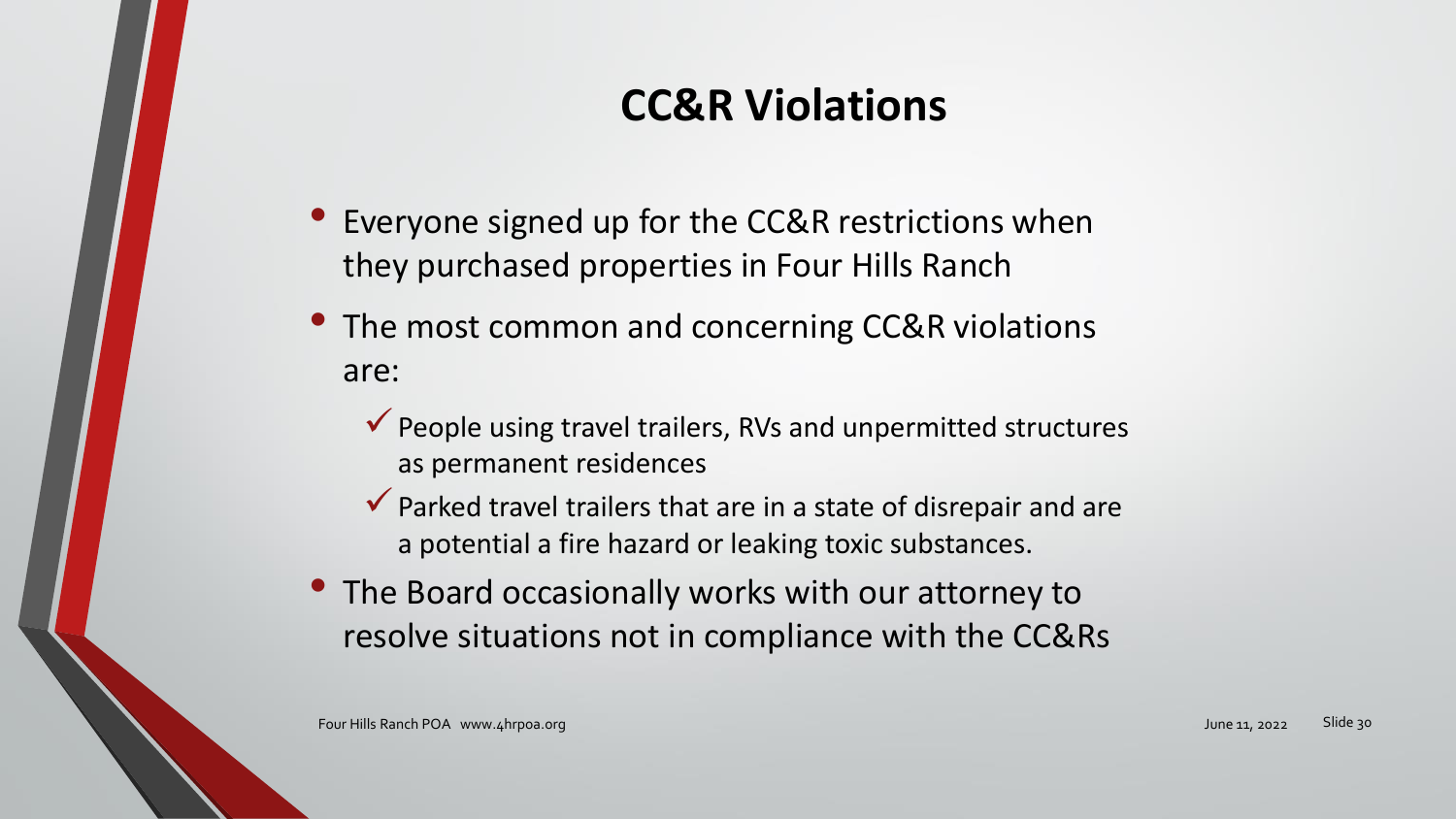# CC&R Violations

- Everyone signed up for the CC&R restrictions when they purchased properties in Four Hills Ranch
- The most common and concerning CC&R violations are:
  - ✓ People using travel trailers, RVs and unpermitted structures as permanent residences
  - ✓ Parked travel trailers that are in a state of disrepair and are a potential a fire hazard or leaking toxic substances.
- The Board occasionally works with our attorney to resolve situations not in compliance with the CC&Rs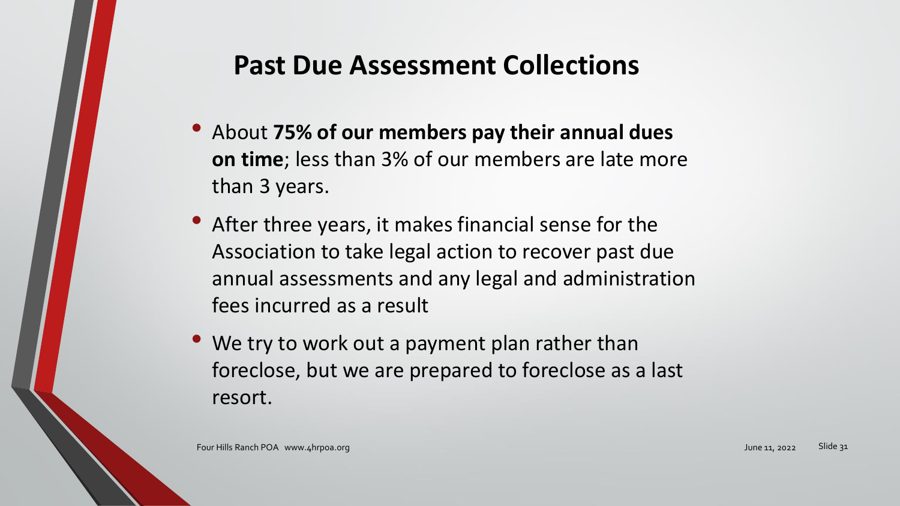## Past Due Assessment Collections

- About **75% of our members pay their annual dues on time**; less than 3% of our members are late more than 3 years.
- After three years, it makes financial sense for the Association to take legal action to recover past due annual assessments and any legal and administration fees incurred as a result
- We try to work out a payment plan rather than foreclose, but we are prepared to foreclose as a last resort.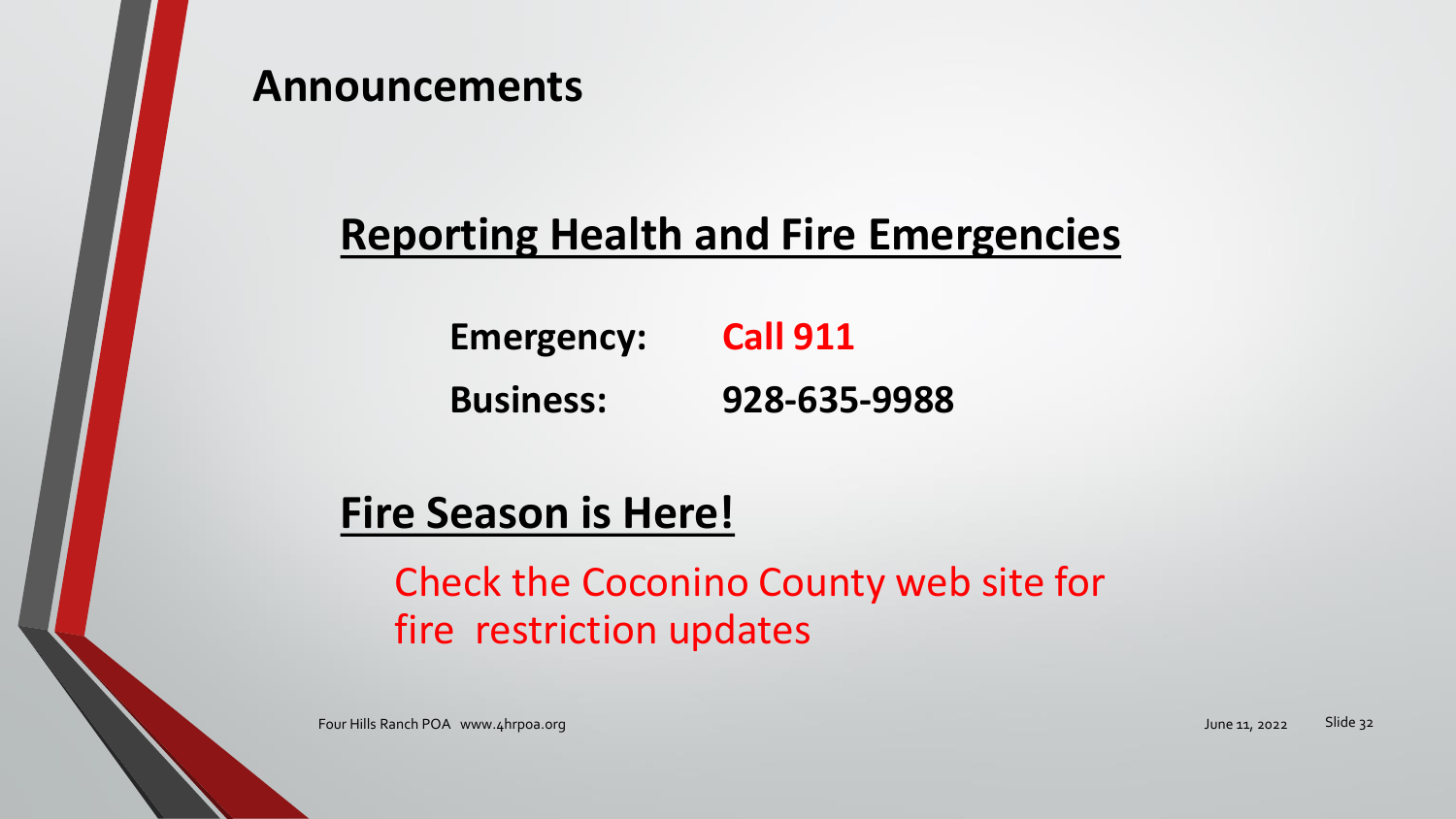# Announcements

## Reporting Health and Fire Emergencies

**Emergency:** **Call 911**

**Business:** **928-635-9988**

## Fire Season is Here!

Check the Coconino County web site for fire restriction updates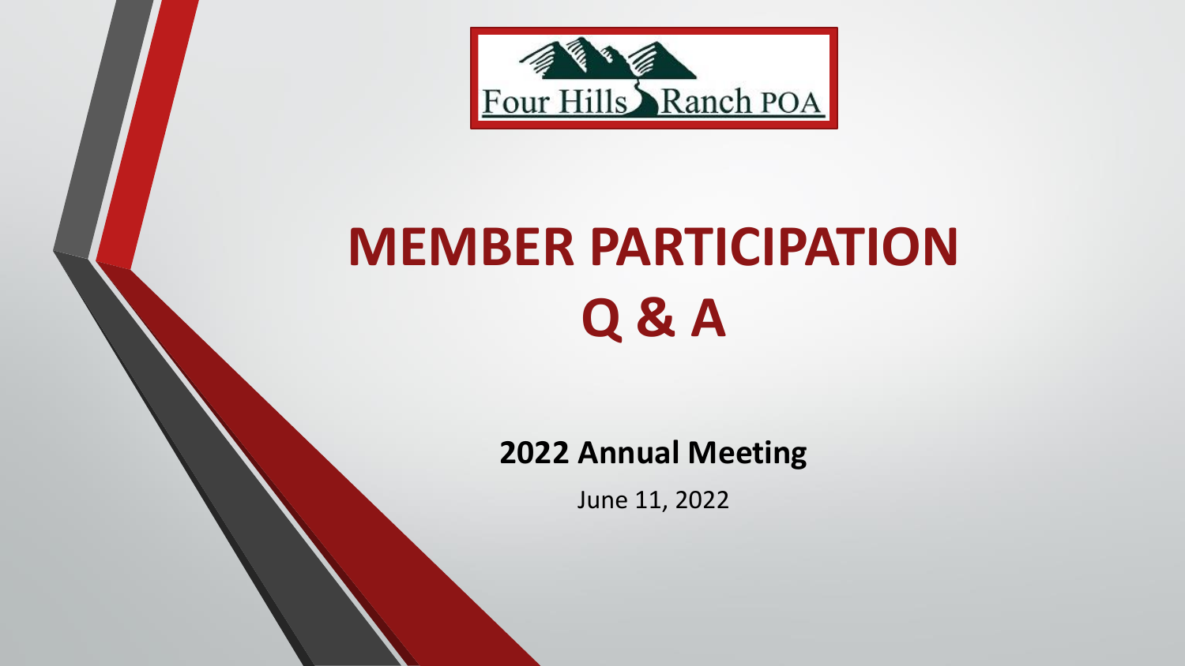Four Hills Ranch POA

# MEMBER PARTICIPATION Q & A

**2022 Annual Meeting**

June 11, 2022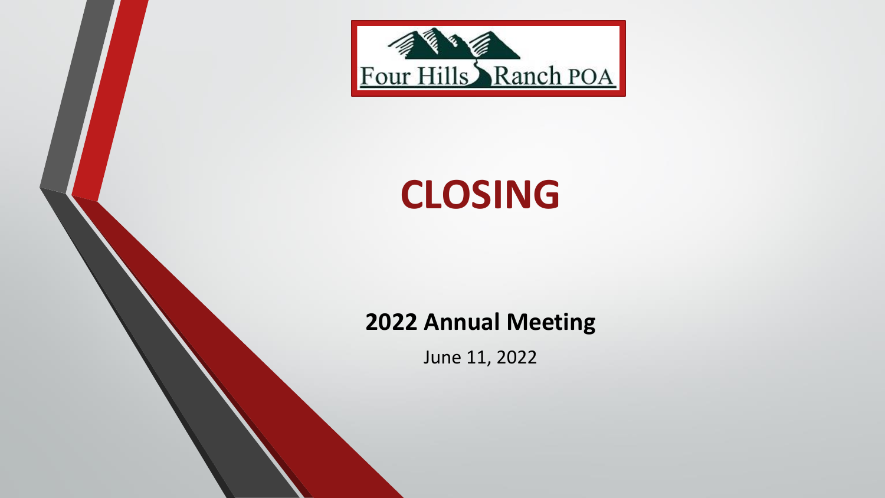Four Hills Ranch POA

# CLOSING

**2022 Annual Meeting**

June 11, 2022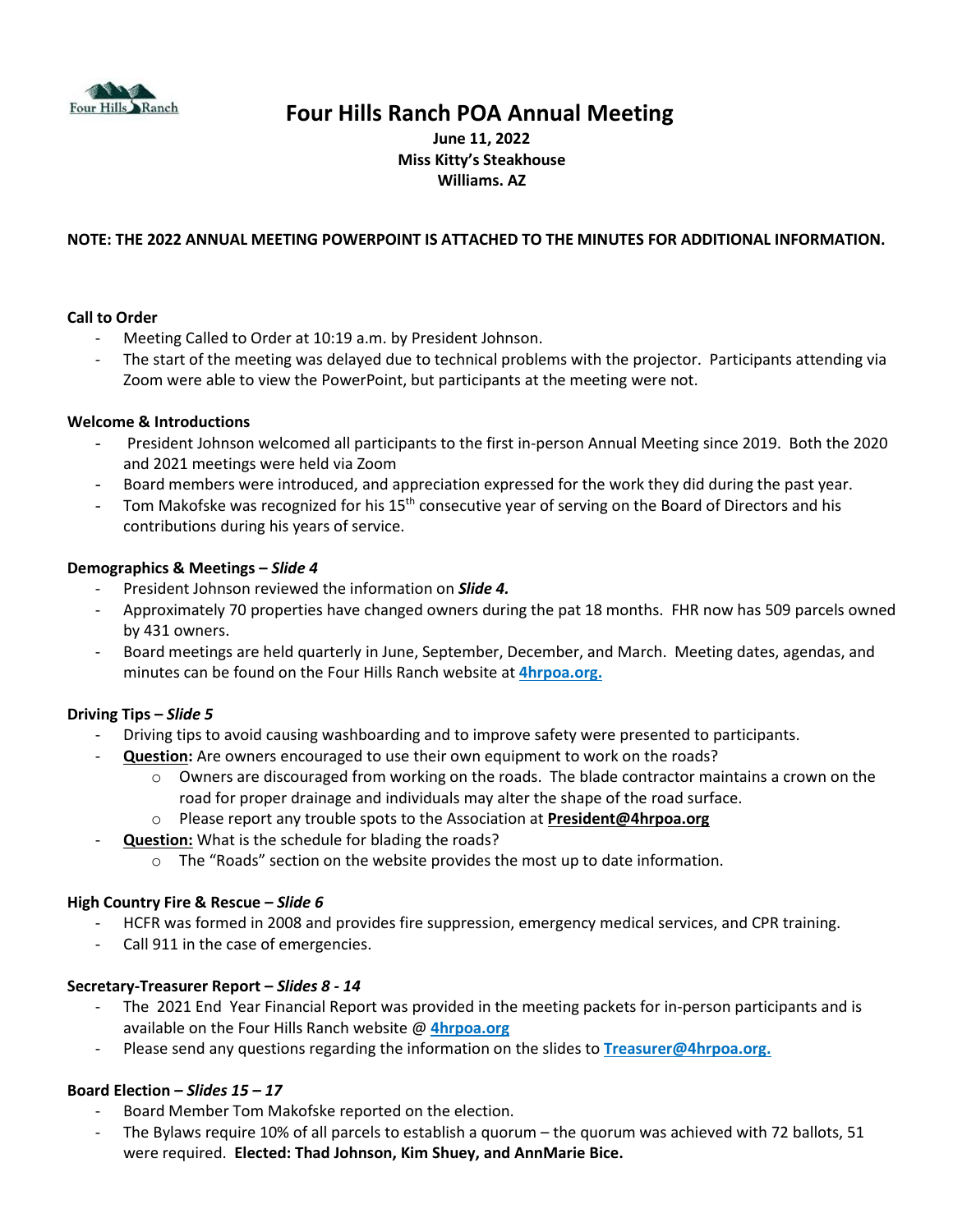# Four Hills Ranch POA Annual Meeting

**June 11, 2022**
**Miss Kitty's Steakhouse**
**Williams. AZ**

**NOTE: THE 2022 ANNUAL MEETING POWERPOINT IS ATTACHED TO THE MINUTES FOR ADDITIONAL INFORMATION.**

**Call to Order**

- Meeting Called to Order at 10:19 a.m. by President Johnson.
- The start of the meeting was delayed due to technical problems with the projector. Participants attending via Zoom were able to view the PowerPoint, but participants at the meeting were not.

**Welcome & Introductions**

- President Johnson welcomed all participants to the first in-person Annual Meeting since 2019. Both the 2020 and 2021 meetings were held via Zoom
- Board members were introduced, and appreciation expressed for the work they did during the past year.
- Tom Makofske was recognized for his 15th consecutive year of serving on the Board of Directors and his contributions during his years of service.

**Demographics & Meetings – *Slide 4***

- President Johnson reviewed the information on ***Slide 4.***
- Approximately 70 properties have changed owners during the pat 18 months. FHR now has 509 parcels owned by 431 owners.
- Board meetings are held quarterly in June, September, December, and March. Meeting dates, agendas, and minutes can be found on the Four Hills Ranch website at **4hrpoa.org.**

**Driving Tips – *Slide 5***

- Driving tips to avoid causing washboarding and to improve safety were presented to participants.
- **Question:** Are owners encouraged to use their own equipment to work on the roads?
  - Owners are discouraged from working on the roads. The blade contractor maintains a crown on the road for proper drainage and individuals may alter the shape of the road surface.
  - Please report any trouble spots to the Association at **President@4hrpoa.org**
- **Question:** What is the schedule for blading the roads?
  - The "Roads" section on the website provides the most up to date information.

**High Country Fire & Rescue – *Slide 6***

- HCFR was formed in 2008 and provides fire suppression, emergency medical services, and CPR training.
- Call 911 in the case of emergencies.

**Secretary-Treasurer Report – *Slides 8 - 14***

- The 2021 End Year Financial Report was provided in the meeting packets for in-person participants and is available on the Four Hills Ranch website @ **4hrpoa.org**
- Please send any questions regarding the information on the slides to **Treasurer@4hrpoa.org.**

**Board Election – *Slides 15 – 17***

- Board Member Tom Makofske reported on the election.
- The Bylaws require 10% of all parcels to establish a quorum – the quorum was achieved with 72 ballots, 51 were required. **Elected: Thad Johnson, Kim Shuey, and AnnMarie Bice.**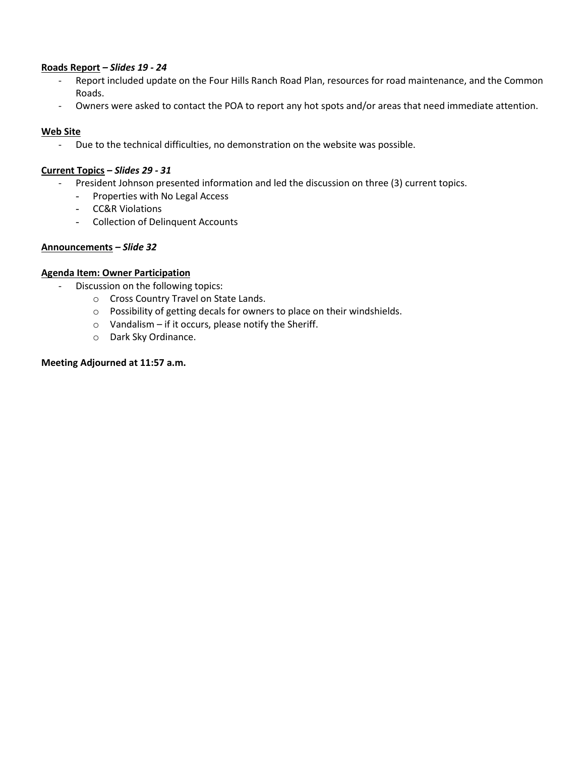**<u>Roads Report</u> – *Slides 19 - 24***

- Report included update on the Four Hills Ranch Road Plan, resources for road maintenance, and the Common Roads.
- Owners were asked to contact the POA to report any hot spots and/or areas that need immediate attention.

**<u>Web Site</u>**

- Due to the technical difficulties, no demonstration on the website was possible.

**<u>Current Topics</u> – *Slides 29 - 31***

- President Johnson presented information and led the discussion on three (3) current topics.
  - Properties with No Legal Access
  - CC&R Violations
  - Collection of Delinquent Accounts

**<u>Announcements</u> – *Slide 32***

**<u>Agenda Item: Owner Participation</u>**

- Discussion on the following topics:
  - Cross Country Travel on State Lands.
  - Possibility of getting decals for owners to place on their windshields.
  - Vandalism – if it occurs, please notify the Sheriff.
  - Dark Sky Ordinance.

**Meeting Adjourned at 11:57 a.m.**